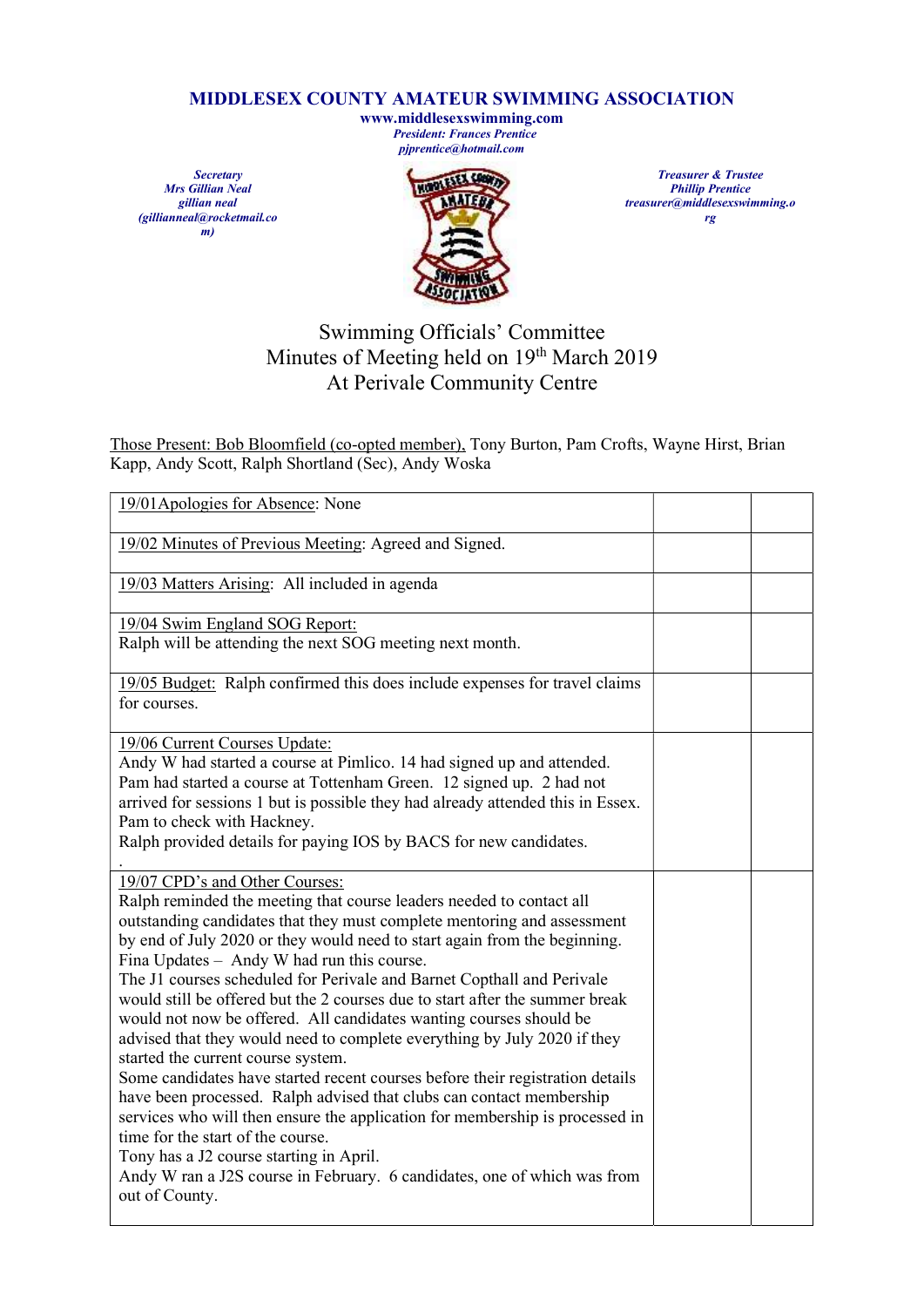# MIDDLESEX COUNTY AMATEUR SWIMMING ASSOCIATION

**www.middlesexswimming.com**

*President: Frances Prentice*
*pjprentice@hotmail.com*

*Secretary*
*Mrs Gillian Neal*
*gillian neal*
*(gillianneal@rocketmail.com)*

*Treasurer & Trustee*
*Phillip Prentice*
*treasurer@middlesexswimming.org*

## Swimming Officials' Committee
## Minutes of Meeting held on 19th March 2019
## At Perivale Community Centre

Those Present: Bob Bloomfield (co-opted member), Tony Burton, Pam Crofts, Wayne Hirst, Brian Kapp, Andy Scott, Ralph Shortland (Sec), Andy Woska

| | | |
|---|---|---|
| 19/01Apologies for Absence: None | | |
| 19/02 Minutes of Previous Meeting: Agreed and Signed. | | |
| 19/03 Matters Arising: All included in agenda | | |
| 19/04 Swim England SOG Report:<br>Ralph will be attending the next SOG meeting next month. | | |
| 19/05 Budget: Ralph confirmed this does include expenses for travel claims for courses. | | |
| 19/06 Current Courses Update:<br>Andy W had started a course at Pimlico. 14 had signed up and attended.<br>Pam had started a course at Tottenham Green. 12 signed up. 2 had not arrived for sessions 1 but is possible they had already attended this in Essex.<br>Pam to check with Hackney.<br>Ralph provided details for paying IOS by BACS for new candidates.<br>. | | |
| 19/07 CPD's and Other Courses:<br>Ralph reminded the meeting that course leaders needed to contact all outstanding candidates that they must complete mentoring and assessment by end of July 2020 or they would need to start again from the beginning.<br>Fina Updates – Andy W had run this course.<br>The J1 courses scheduled for Perivale and Barnet Copthall and Perivale would still be offered but the 2 courses due to start after the summer break would not now be offered. All candidates wanting courses should be advised that they would need to complete everything by July 2020 if they started the current course system.<br>Some candidates have started recent courses before their registration details have been processed. Ralph advised that clubs can contact membership services who will then ensure the application for membership is processed in time for the start of the course.<br>Tony has a J2 course starting in April.<br>Andy W ran a J2S course in February. 6 candidates, one of which was from out of County. | | |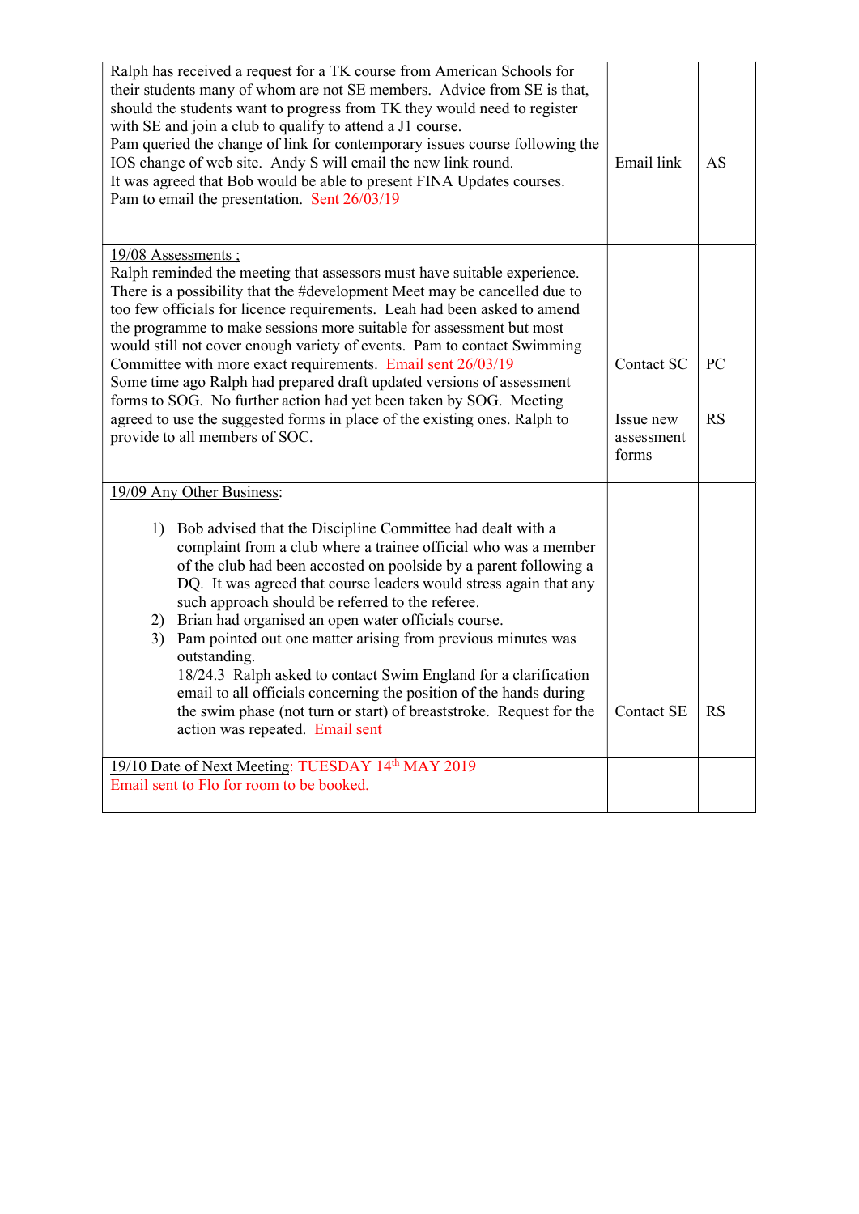| | | |
|---|---|---|
| Ralph has received a request for a TK course from American Schools for their students many of whom are not SE members. Advice from SE is that, should the students want to progress from TK they would need to register with SE and join a club to qualify to attend a J1 course.<br>Pam queried the change of link for contemporary issues course following the IOS change of web site. Andy S will email the new link round.<br>It was agreed that Bob would be able to present FINA Updates courses.<br>Pam to email the presentation. Sent 26/03/19 | Email link | AS |
| 19/08 Assessments ;<br>Ralph reminded the meeting that assessors must have suitable experience. There is a possibility that the #development Meet may be cancelled due to too few officials for licence requirements. Leah had been asked to amend the programme to make sessions more suitable for assessment but most would still not cover enough variety of events. Pam to contact Swimming Committee with more exact requirements. Email sent 26/03/19<br>Some time ago Ralph had prepared draft updated versions of assessment forms to SOG. No further action had yet been taken by SOG. Meeting agreed to use the suggested forms in place of the existing ones. Ralph to provide to all members of SOC. | Contact SC<br><br>Issue new assessment forms | PC<br><br>RS |
| 19/09 Any Other Business:<br><br>1) Bob advised that the Discipline Committee had dealt with a complaint from a club where a trainee official who was a member of the club had been accosted on poolside by a parent following a DQ. It was agreed that course leaders would stress again that any such approach should be referred to the referee.<br>2) Brian had organised an open water officials course.<br>3) Pam pointed out one matter arising from previous minutes was outstanding.<br>18/24.3 Ralph asked to contact Swim England for a clarification email to all officials concerning the position of the hands during the swim phase (not turn or start) of breaststroke. Request for the action was repeated. Email sent | Contact SE | RS |
| 19/10 Date of Next Meeting: TUESDAY 14th MAY 2019<br>Email sent to Flo for room to be booked. | | |